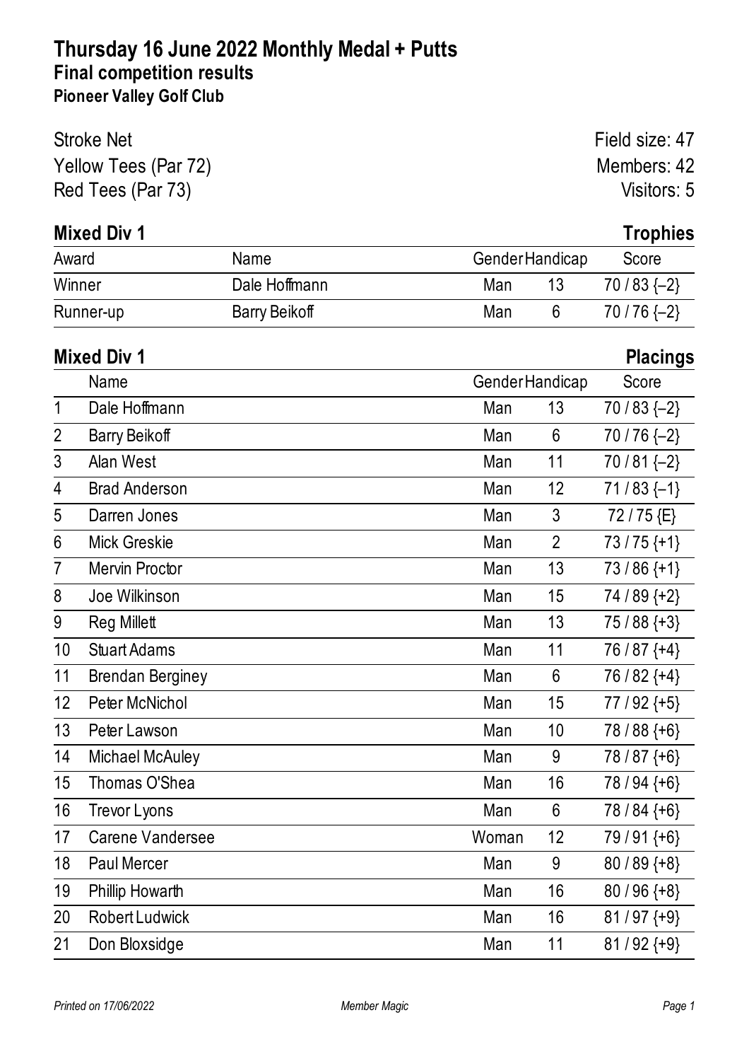# Thursday 16 June 2022 Monthly Medal + Putts

## Final competition results

### Pioneer Valley Golf Club

Stroke Net
Yellow Tees (Par 72)
Red Tees (Par 73)

Field size: 47
Members: 42
Visitors: 5

### Mixed Div 1 — Trophies

| Award | Name | Gender | Handicap | Score |
|---|---|---|---|---|
| Winner | Dale Hoffmann | Man | 13 | 70 / 83 {–2} |
| Runner-up | Barry Beikoff | Man | 6 | 70 / 76 {–2} |

### Mixed Div 1 — Placings

| | Name | Gender | Handicap | Score |
|---|---|---|---|---|
| 1 | Dale Hoffmann | Man | 13 | 70 / 83 {–2} |
| 2 | Barry Beikoff | Man | 6 | 70 / 76 {–2} |
| 3 | Alan West | Man | 11 | 70 / 81 {–2} |
| 4 | Brad Anderson | Man | 12 | 71 / 83 {–1} |
| 5 | Darren Jones | Man | 3 | 72 / 75 {E} |
| 6 | Mick Greskie | Man | 2 | 73 / 75 {+1} |
| 7 | Mervin Proctor | Man | 13 | 73 / 86 {+1} |
| 8 | Joe Wilkinson | Man | 15 | 74 / 89 {+2} |
| 9 | Reg Millett | Man | 13 | 75 / 88 {+3} |
| 10 | Stuart Adams | Man | 11 | 76 / 87 {+4} |
| 11 | Brendan Berginey | Man | 6 | 76 / 82 {+4} |
| 12 | Peter McNichol | Man | 15 | 77 / 92 {+5} |
| 13 | Peter Lawson | Man | 10 | 78 / 88 {+6} |
| 14 | Michael McAuley | Man | 9 | 78 / 87 {+6} |
| 15 | Thomas O'Shea | Man | 16 | 78 / 94 {+6} |
| 16 | Trevor Lyons | Man | 6 | 78 / 84 {+6} |
| 17 | Carene Vandersee | Woman | 12 | 79 / 91 {+6} |
| 18 | Paul Mercer | Man | 9 | 80 / 89 {+8} |
| 19 | Phillip Howarth | Man | 16 | 80 / 96 {+8} |
| 20 | Robert Ludwick | Man | 16 | 81 / 97 {+9} |
| 21 | Don Bloxsidge | Man | 11 | 81 / 92 {+9} |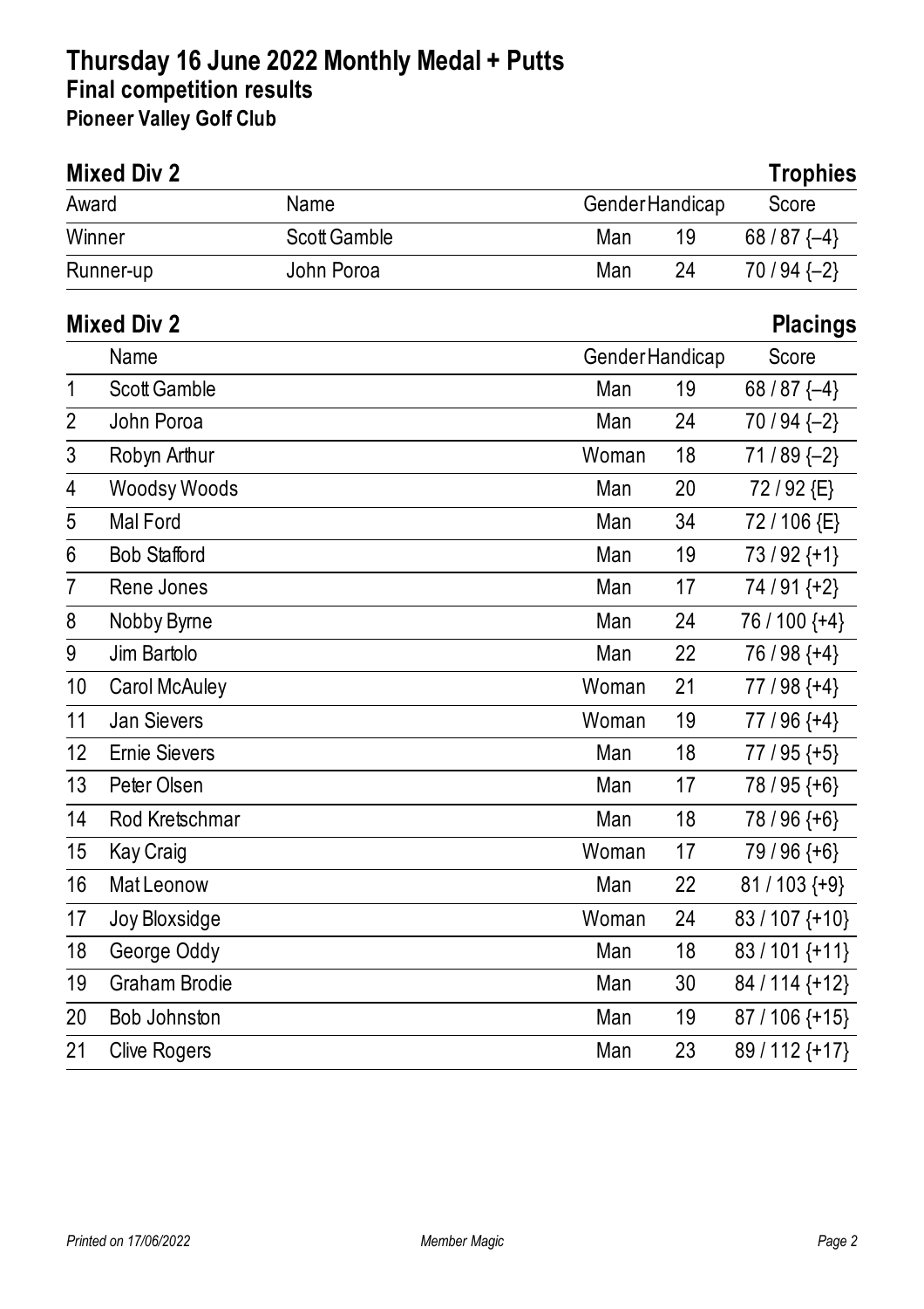# Thursday 16 June 2022 Monthly Medal + Putts

## Final competition results

### Pioneer Valley Golf Club

**Mixed Div 2** — **Trophies**

| Award | Name | Gender | Handicap | Score |
|---|---|---|---|---|
| Winner | Scott Gamble | Man | 19 | 68 / 87 {–4} |
| Runner-up | John Poroa | Man | 24 | 70 / 94 {–2} |

**Mixed Div 2** — **Placings**

| | Name | Gender | Handicap | Score |
|---|---|---|---|---|
| 1 | Scott Gamble | Man | 19 | 68 / 87 {–4} |
| 2 | John Poroa | Man | 24 | 70 / 94 {–2} |
| 3 | Robyn Arthur | Woman | 18 | 71 / 89 {–2} |
| 4 | Woodsy Woods | Man | 20 | 72 / 92 {E} |
| 5 | Mal Ford | Man | 34 | 72 / 106 {E} |
| 6 | Bob Stafford | Man | 19 | 73 / 92 {+1} |
| 7 | Rene Jones | Man | 17 | 74 / 91 {+2} |
| 8 | Nobby Byrne | Man | 24 | 76 / 100 {+4} |
| 9 | Jim Bartolo | Man | 22 | 76 / 98 {+4} |
| 10 | Carol McAuley | Woman | 21 | 77 / 98 {+4} |
| 11 | Jan Sievers | Woman | 19 | 77 / 96 {+4} |
| 12 | Ernie Sievers | Man | 18 | 77 / 95 {+5} |
| 13 | Peter Olsen | Man | 17 | 78 / 95 {+6} |
| 14 | Rod Kretschmar | Man | 18 | 78 / 96 {+6} |
| 15 | Kay Craig | Woman | 17 | 79 / 96 {+6} |
| 16 | Mat Leonow | Man | 22 | 81 / 103 {+9} |
| 17 | Joy Bloxsidge | Woman | 24 | 83 / 107 {+10} |
| 18 | George Oddy | Man | 18 | 83 / 101 {+11} |
| 19 | Graham Brodie | Man | 30 | 84 / 114 {+12} |
| 20 | Bob Johnston | Man | 19 | 87 / 106 {+15} |
| 21 | Clive Rogers | Man | 23 | 89 / 112 {+17} |

*Printed on 17/06/2022* *Member Magic*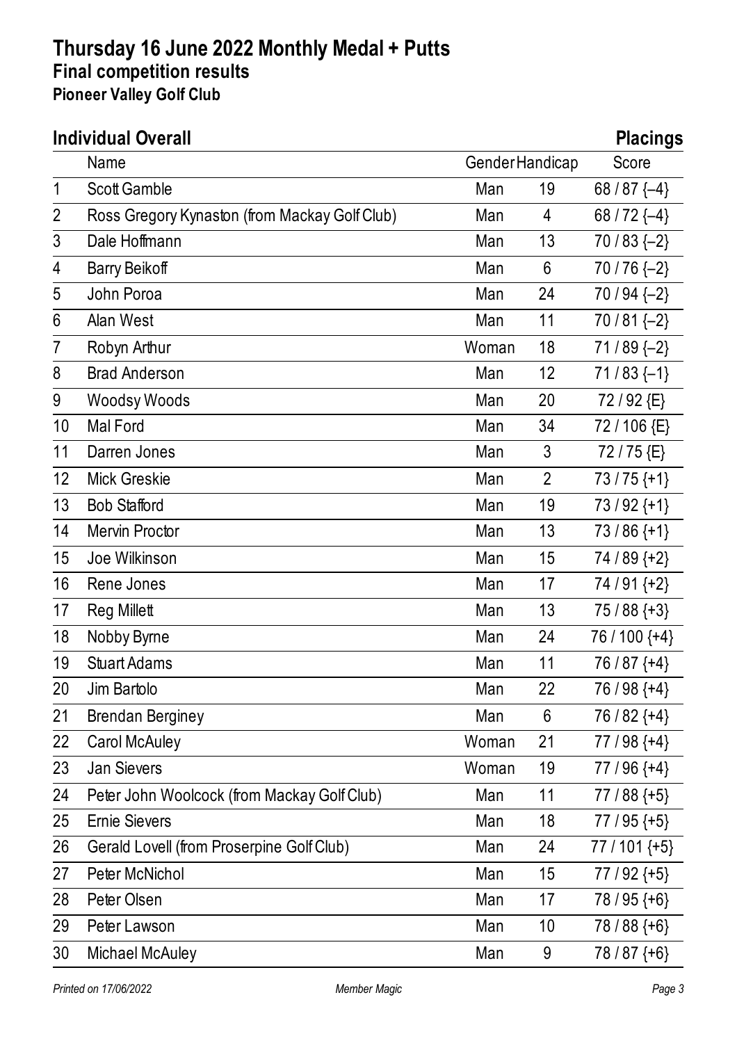# Thursday 16 June 2022 Monthly Medal + Putts

## Final competition results

### Pioneer Valley Golf Club

## Individual Overall

**Placings**

| | Name | Gender | Handicap | Score |
|---|---|---|---|---|
| 1 | Scott Gamble | Man | 19 | 68 / 87 {–4} |
| 2 | Ross Gregory Kynaston (from Mackay Golf Club) | Man | 4 | 68 / 72 {–4} |
| 3 | Dale Hoffmann | Man | 13 | 70 / 83 {–2} |
| 4 | Barry Beikoff | Man | 6 | 70 / 76 {–2} |
| 5 | John Poroa | Man | 24 | 70 / 94 {–2} |
| 6 | Alan West | Man | 11 | 70 / 81 {–2} |
| 7 | Robyn Arthur | Woman | 18 | 71 / 89 {–2} |
| 8 | Brad Anderson | Man | 12 | 71 / 83 {–1} |
| 9 | Woodsy Woods | Man | 20 | 72 / 92 {E} |
| 10 | Mal Ford | Man | 34 | 72 / 106 {E} |
| 11 | Darren Jones | Man | 3 | 72 / 75 {E} |
| 12 | Mick Greskie | Man | 2 | 73 / 75 {+1} |
| 13 | Bob Stafford | Man | 19 | 73 / 92 {+1} |
| 14 | Mervin Proctor | Man | 13 | 73 / 86 {+1} |
| 15 | Joe Wilkinson | Man | 15 | 74 / 89 {+2} |
| 16 | Rene Jones | Man | 17 | 74 / 91 {+2} |
| 17 | Reg Millett | Man | 13 | 75 / 88 {+3} |
| 18 | Nobby Byrne | Man | 24 | 76 / 100 {+4} |
| 19 | Stuart Adams | Man | 11 | 76 / 87 {+4} |
| 20 | Jim Bartolo | Man | 22 | 76 / 98 {+4} |
| 21 | Brendan Berginey | Man | 6 | 76 / 82 {+4} |
| 22 | Carol McAuley | Woman | 21 | 77 / 98 {+4} |
| 23 | Jan Sievers | Woman | 19 | 77 / 96 {+4} |
| 24 | Peter John Woolcock (from Mackay Golf Club) | Man | 11 | 77 / 88 {+5} |
| 25 | Ernie Sievers | Man | 18 | 77 / 95 {+5} |
| 26 | Gerald Lovell (from Proserpine Golf Club) | Man | 24 | 77 / 101 {+5} |
| 27 | Peter McNichol | Man | 15 | 77 / 92 {+5} |
| 28 | Peter Olsen | Man | 17 | 78 / 95 {+6} |
| 29 | Peter Lawson | Man | 10 | 78 / 88 {+6} |
| 30 | Michael McAuley | Man | 9 | 78 / 87 {+6} |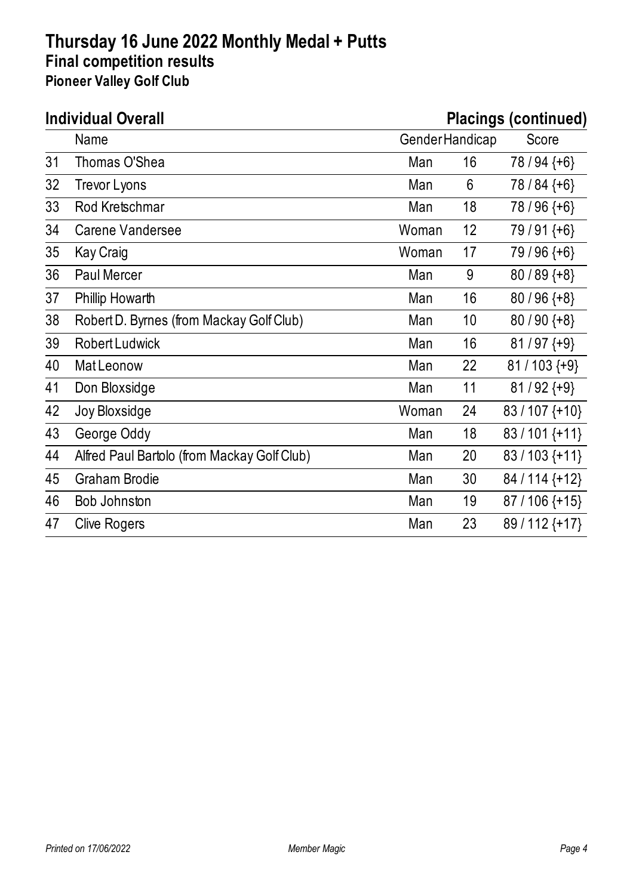# Thursday 16 June 2022 Monthly Medal + Putts

## Final competition results

### Pioneer Valley Golf Club

**Individual Overall** **Placings (continued)**

| | Name | Gender | Handicap | Score |
|---|---|---|---|---|
| 31 | Thomas O'Shea | Man | 16 | 78 / 94 {+6} |
| 32 | Trevor Lyons | Man | 6 | 78 / 84 {+6} |
| 33 | Rod Kretschmar | Man | 18 | 78 / 96 {+6} |
| 34 | Carene Vandersee | Woman | 12 | 79 / 91 {+6} |
| 35 | Kay Craig | Woman | 17 | 79 / 96 {+6} |
| 36 | Paul Mercer | Man | 9 | 80 / 89 {+8} |
| 37 | Phillip Howarth | Man | 16 | 80 / 96 {+8} |
| 38 | Robert D. Byrnes (from Mackay Golf Club) | Man | 10 | 80 / 90 {+8} |
| 39 | Robert Ludwick | Man | 16 | 81 / 97 {+9} |
| 40 | Mat Leonow | Man | 22 | 81 / 103 {+9} |
| 41 | Don Bloxsidge | Man | 11 | 81 / 92 {+9} |
| 42 | Joy Bloxsidge | Woman | 24 | 83 / 107 {+10} |
| 43 | George Oddy | Man | 18 | 83 / 101 {+11} |
| 44 | Alfred Paul Bartolo (from Mackay Golf Club) | Man | 20 | 83 / 103 {+11} |
| 45 | Graham Brodie | Man | 30 | 84 / 114 {+12} |
| 46 | Bob Johnston | Man | 19 | 87 / 106 {+15} |
| 47 | Clive Rogers | Man | 23 | 89 / 112 {+17} |

*Printed on 17/06/2022* *Member Magic*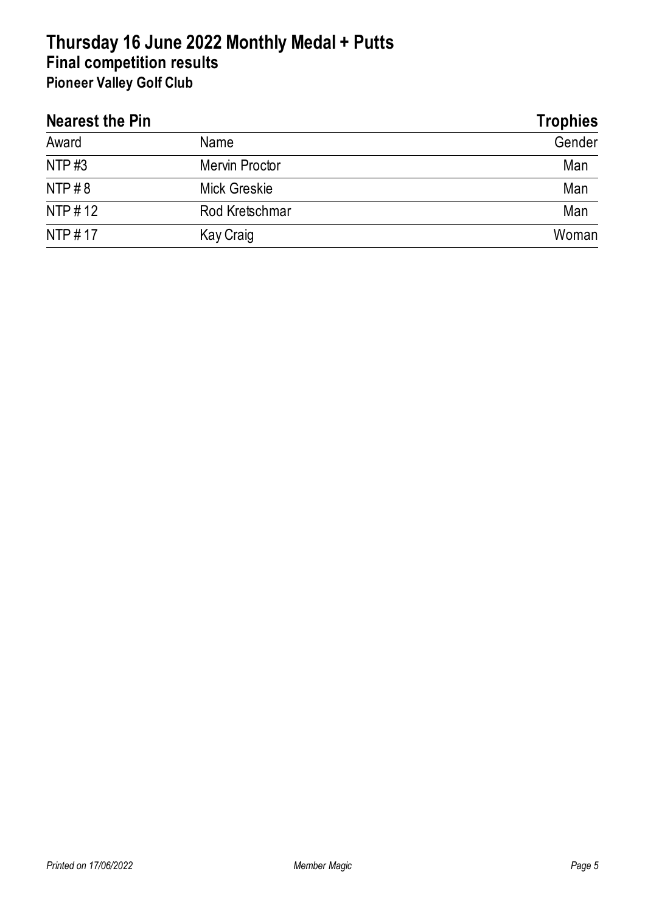# Thursday 16 June 2022 Monthly Medal + Putts
## Final competition results
### Pioneer Valley Golf Club

## Nearest the Pin — Trophies

| Award | Name | Gender |
|---|---|---|
| NTP #3 | Mervin Proctor | Man |
| NTP # 8 | Mick Greskie | Man |
| NTP # 12 | Rod Kretschmar | Man |
| NTP # 17 | Kay Craig | Woman |

*Printed on 17/06/2022* — *Member Magic*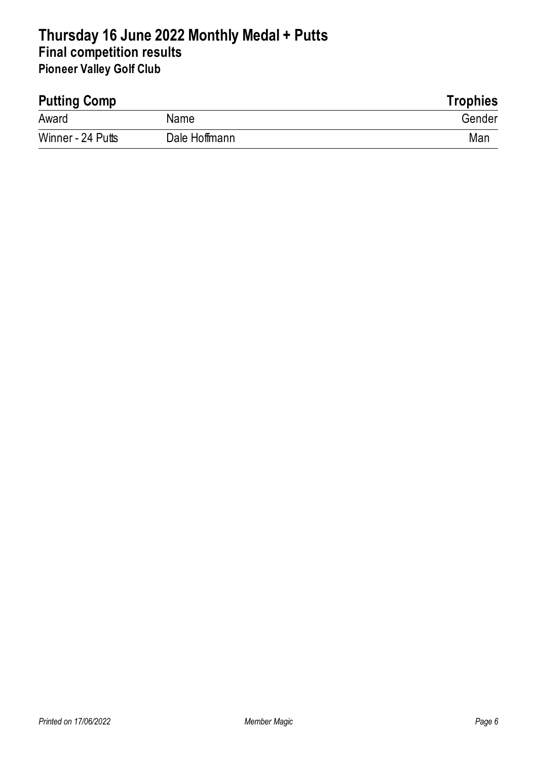# Thursday 16 June 2022 Monthly Medal + Putts
## Final competition results
### Pioneer Valley Golf Club

## Putting Comp — Trophies

| Award | Name | Gender |
|---|---|---|
| Winner - 24 Putts | Dale Hoffmann | Man |

*Printed on 17/06/2022* — *Member Magic*